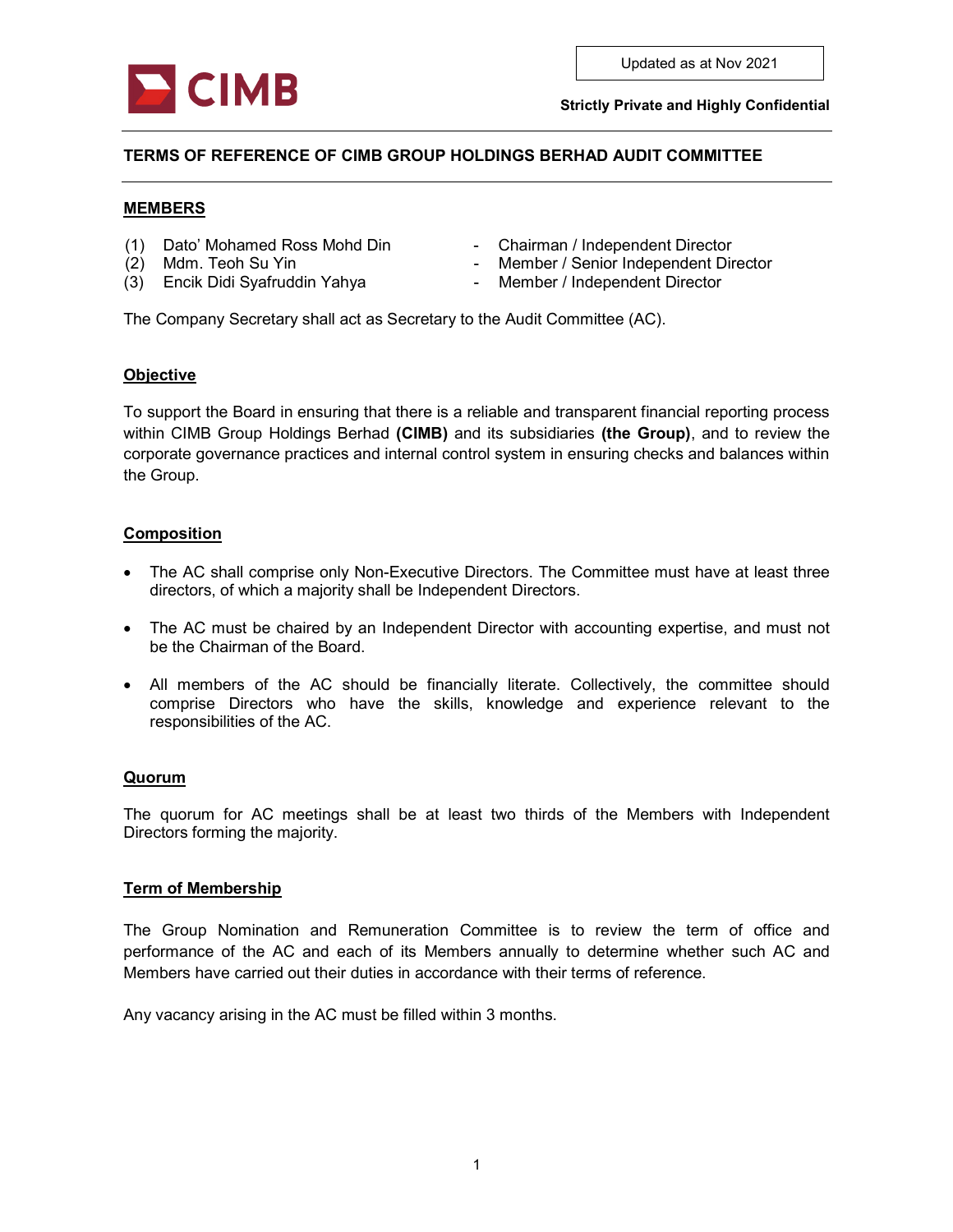Updated as at Nov 2021

**Strictly Private and Highly Confidential**

# TERMS OF REFERENCE OF CIMB GROUP HOLDINGS BERHAD AUDIT COMMITTEE

## MEMBERS

| | | | |
|---|---|---|---|
| (1) | Dato' Mohamed Ross Mohd Din | - | Chairman / Independent Director |
| (2) | Mdm. Teoh Su Yin | - | Member / Senior Independent Director |
| (3) | Encik Didi Syafruddin Yahya | - | Member / Independent Director |

The Company Secretary shall act as Secretary to the Audit Committee (AC).

### Objective

To support the Board in ensuring that there is a reliable and transparent financial reporting process within CIMB Group Holdings Berhad **(CIMB)** and its subsidiaries **(the Group)**, and to review the corporate governance practices and internal control system in ensuring checks and balances within the Group.

### Composition

- The AC shall comprise only Non-Executive Directors. The Committee must have at least three directors, of which a majority shall be Independent Directors.
- The AC must be chaired by an Independent Director with accounting expertise, and must not be the Chairman of the Board.
- All members of the AC should be financially literate. Collectively, the committee should comprise Directors who have the skills, knowledge and experience relevant to the responsibilities of the AC.

### Quorum

The quorum for AC meetings shall be at least two thirds of the Members with Independent Directors forming the majority.

### Term of Membership

The Group Nomination and Remuneration Committee is to review the term of office and performance of the AC and each of its Members annually to determine whether such AC and Members have carried out their duties in accordance with their terms of reference.

Any vacancy arising in the AC must be filled within 3 months.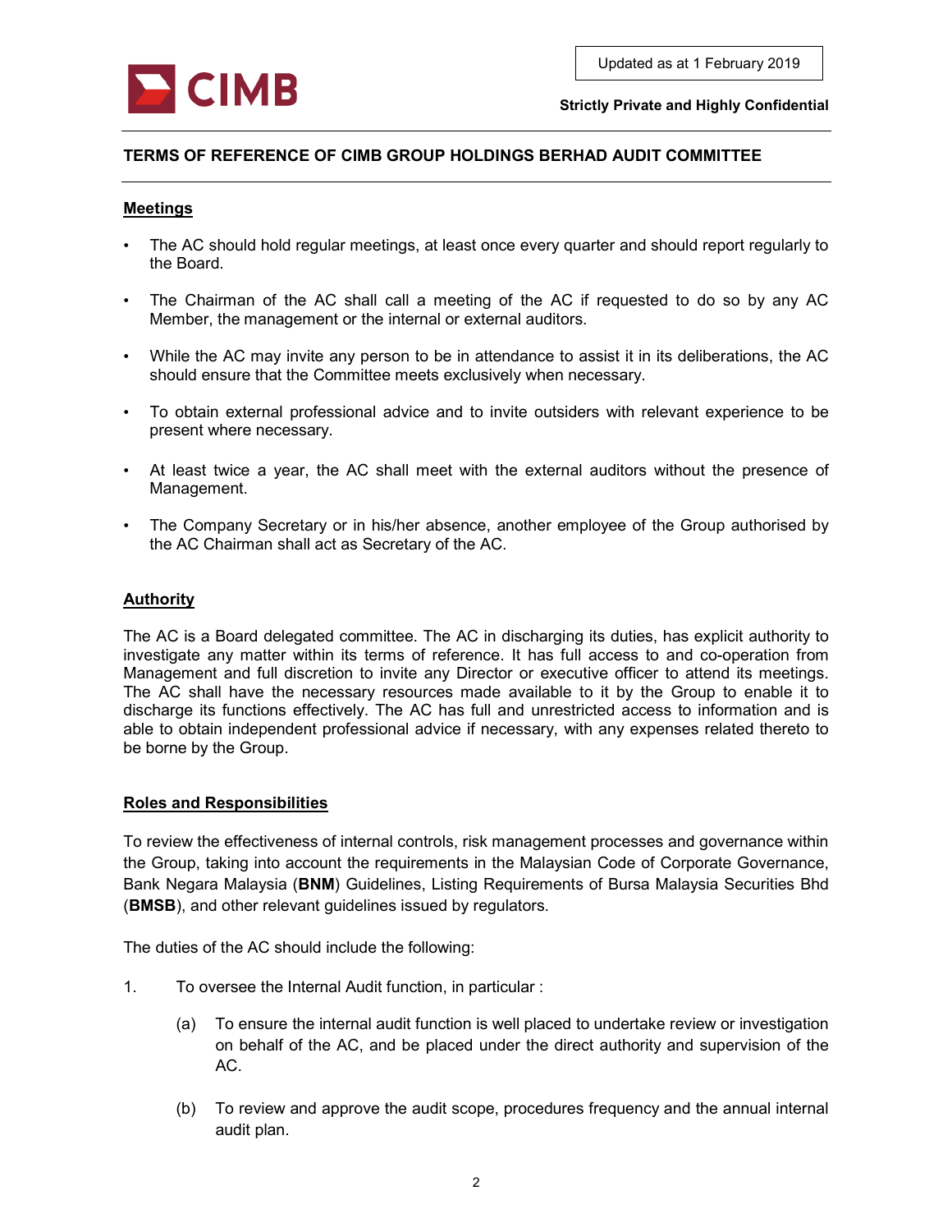## TERMS OF REFERENCE OF CIMB GROUP HOLDINGS BERHAD AUDIT COMMITTEE

### Meetings

- The AC should hold regular meetings, at least once every quarter and should report regularly to the Board.
- The Chairman of the AC shall call a meeting of the AC if requested to do so by any AC Member, the management or the internal or external auditors.
- While the AC may invite any person to be in attendance to assist it in its deliberations, the AC should ensure that the Committee meets exclusively when necessary.
- To obtain external professional advice and to invite outsiders with relevant experience to be present where necessary.
- At least twice a year, the AC shall meet with the external auditors without the presence of Management.
- The Company Secretary or in his/her absence, another employee of the Group authorised by the AC Chairman shall act as Secretary of the AC.

### Authority

The AC is a Board delegated committee. The AC in discharging its duties, has explicit authority to investigate any matter within its terms of reference. It has full access to and co-operation from Management and full discretion to invite any Director or executive officer to attend its meetings. The AC shall have the necessary resources made available to it by the Group to enable it to discharge its functions effectively. The AC has full and unrestricted access to information and is able to obtain independent professional advice if necessary, with any expenses related thereto to be borne by the Group.

### Roles and Responsibilities

To review the effectiveness of internal controls, risk management processes and governance within the Group, taking into account the requirements in the Malaysian Code of Corporate Governance, Bank Negara Malaysia (**BNM**) Guidelines, Listing Requirements of Bursa Malaysia Securities Bhd (**BMSB**), and other relevant guidelines issued by regulators.

The duties of the AC should include the following:

1. To oversee the Internal Audit function, in particular :

   (a) To ensure the internal audit function is well placed to undertake review or investigation on behalf of the AC, and be placed under the direct authority and supervision of the AC.

   (b) To review and approve the audit scope, procedures frequency and the annual internal audit plan.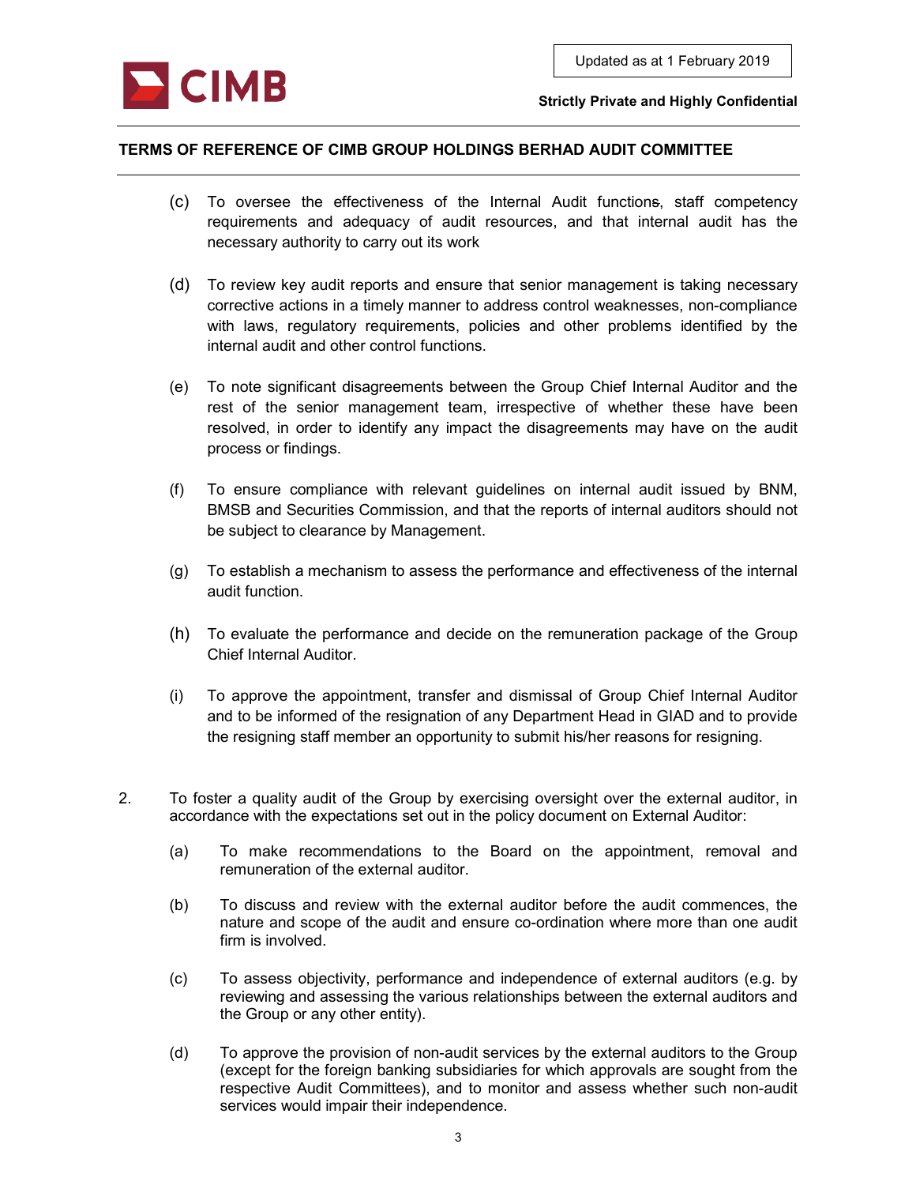(c) To oversee the effectiveness of the Internal Audit functions, staff competency requirements and adequacy of audit resources, and that internal audit has the necessary authority to carry out its work

(d) To review key audit reports and ensure that senior management is taking necessary corrective actions in a timely manner to address control weaknesses, non-compliance with laws, regulatory requirements, policies and other problems identified by the internal audit and other control functions.

(e) To note significant disagreements between the Group Chief Internal Auditor and the rest of the senior management team, irrespective of whether these have been resolved, in order to identify any impact the disagreements may have on the audit process or findings.

(f) To ensure compliance with relevant guidelines on internal audit issued by BNM, BMSB and Securities Commission, and that the reports of internal auditors should not be subject to clearance by Management.

(g) To establish a mechanism to assess the performance and effectiveness of the internal audit function.

(h) To evaluate the performance and decide on the remuneration package of the Group Chief Internal Auditor.

(i) To approve the appointment, transfer and dismissal of Group Chief Internal Auditor and to be informed of the resignation of any Department Head in GIAD and to provide the resigning staff member an opportunity to submit his/her reasons for resigning.

2. To foster a quality audit of the Group by exercising oversight over the external auditor, in accordance with the expectations set out in the policy document on External Auditor:

   (a) To make recommendations to the Board on the appointment, removal and remuneration of the external auditor.

   (b) To discuss and review with the external auditor before the audit commences, the nature and scope of the audit and ensure co-ordination where more than one audit firm is involved.

   (c) To assess objectivity, performance and independence of external auditors (e.g. by reviewing and assessing the various relationships between the external auditors and the Group or any other entity).

   (d) To approve the provision of non-audit services by the external auditors to the Group (except for the foreign banking subsidiaries for which approvals are sought from the respective Audit Committees), and to monitor and assess whether such non-audit services would impair their independence.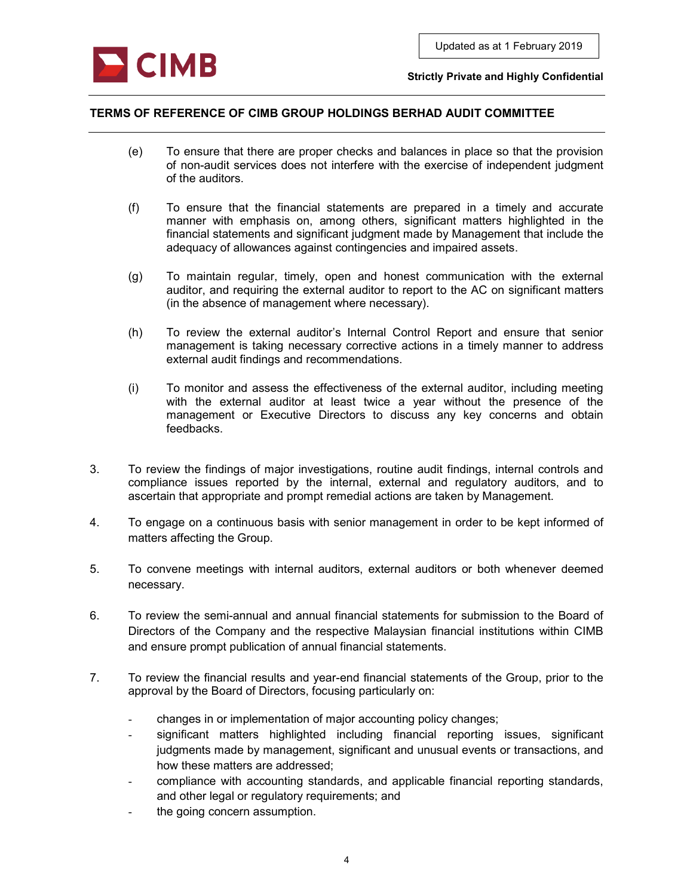(e) To ensure that there are proper checks and balances in place so that the provision of non-audit services does not interfere with the exercise of independent judgment of the auditors.

(f) To ensure that the financial statements are prepared in a timely and accurate manner with emphasis on, among others, significant matters highlighted in the financial statements and significant judgment made by Management that include the adequacy of allowances against contingencies and impaired assets.

(g) To maintain regular, timely, open and honest communication with the external auditor, and requiring the external auditor to report to the AC on significant matters (in the absence of management where necessary).

(h) To review the external auditor's Internal Control Report and ensure that senior management is taking necessary corrective actions in a timely manner to address external audit findings and recommendations.

(i) To monitor and assess the effectiveness of the external auditor, including meeting with the external auditor at least twice a year without the presence of the management or Executive Directors to discuss any key concerns and obtain feedbacks.

3. To review the findings of major investigations, routine audit findings, internal controls and compliance issues reported by the internal, external and regulatory auditors, and to ascertain that appropriate and prompt remedial actions are taken by Management.

4. To engage on a continuous basis with senior management in order to be kept informed of matters affecting the Group.

5. To convene meetings with internal auditors, external auditors or both whenever deemed necessary.

6. To review the semi-annual and annual financial statements for submission to the Board of Directors of the Company and the respective Malaysian financial institutions within CIMB and ensure prompt publication of annual financial statements.

7. To review the financial results and year-end financial statements of the Group, prior to the approval by the Board of Directors, focusing particularly on:

   - changes in or implementation of major accounting policy changes;
   - significant matters highlighted including financial reporting issues, significant judgments made by management, significant and unusual events or transactions, and how these matters are addressed;
   - compliance with accounting standards, and applicable financial reporting standards, and other legal or regulatory requirements; and
   - the going concern assumption.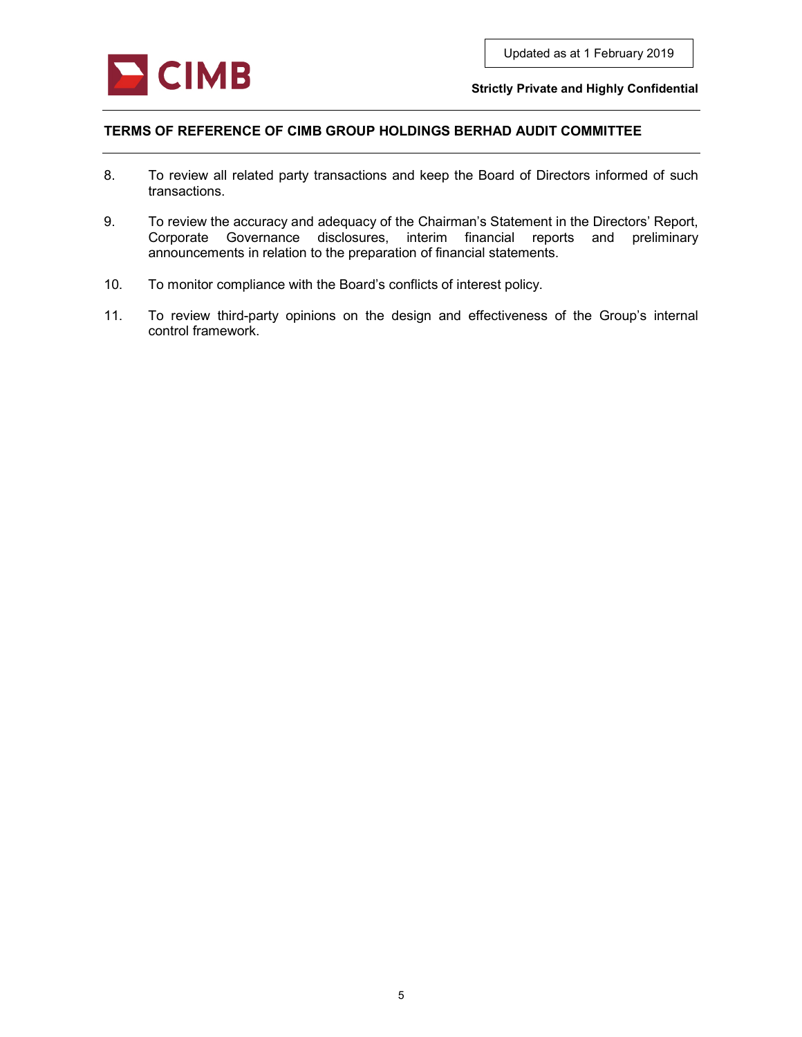8. To review all related party transactions and keep the Board of Directors informed of such transactions.

9. To review the accuracy and adequacy of the Chairman's Statement in the Directors' Report, Corporate Governance disclosures, interim financial reports and preliminary announcements in relation to the preparation of financial statements.

10. To monitor compliance with the Board's conflicts of interest policy.

11. To review third-party opinions on the design and effectiveness of the Group's internal control framework.